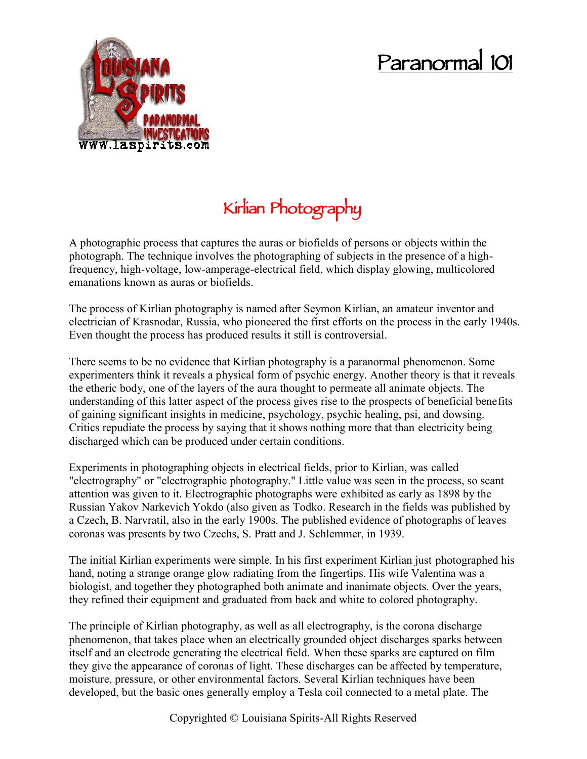# Paranormal 101

## Kirlian Photography

A photographic process that captures the auras or biofields of persons or objects within the photograph. The technique involves the photographing of subjects in the presence of a high-frequency, high-voltage, low-amperage-electrical field, which display glowing, multicolored emanations known as auras or biofields.

The process of Kirlian photography is named after Seymon Kirlian, an amateur inventor and electrician of Krasnodar, Russia, who pioneered the first efforts on the process in the early 1940s. Even thought the process has produced results it still is controversial.

There seems to be no evidence that Kirlian photography is a paranormal phenomenon. Some experimenters think it reveals a physical form of psychic energy. Another theory is that it reveals the etheric body, one of the layers of the aura thought to permeate all animate objects. The understanding of this latter aspect of the process gives rise to the prospects of beneficial benefits of gaining significant insights in medicine, psychology, psychic healing, psi, and dowsing. Critics repudiate the process by saying that it shows nothing more that than electricity being discharged which can be produced under certain conditions.

Experiments in photographing objects in electrical fields, prior to Kirlian, was called "electrography" or "electrographic photography." Little value was seen in the process, so scant attention was given to it. Electrographic photographs were exhibited as early as 1898 by the Russian Yakov Narkevich Yokdo (also given as Todko. Research in the fields was published by a Czech, B. Narvratil, also in the early 1900s. The published evidence of photographs of leaves coronas was presents by two Czechs, S. Pratt and J. Schlemmer, in 1939.

The initial Kirlian experiments were simple. In his first experiment Kirlian just photographed his hand, noting a strange orange glow radiating from the fingertips. His wife Valentina was a biologist, and together they photographed both animate and inanimate objects. Over the years, they refined their equipment and graduated from back and white to colored photography.

The principle of Kirlian photography, as well as all electrography, is the corona discharge phenomenon, that takes place when an electrically grounded object discharges sparks between itself and an electrode generating the electrical field. When these sparks are captured on film they give the appearance of coronas of light. These discharges can be affected by temperature, moisture, pressure, or other environmental factors. Several Kirlian techniques have been developed, but the basic ones generally employ a Tesla coil connected to a metal plate. The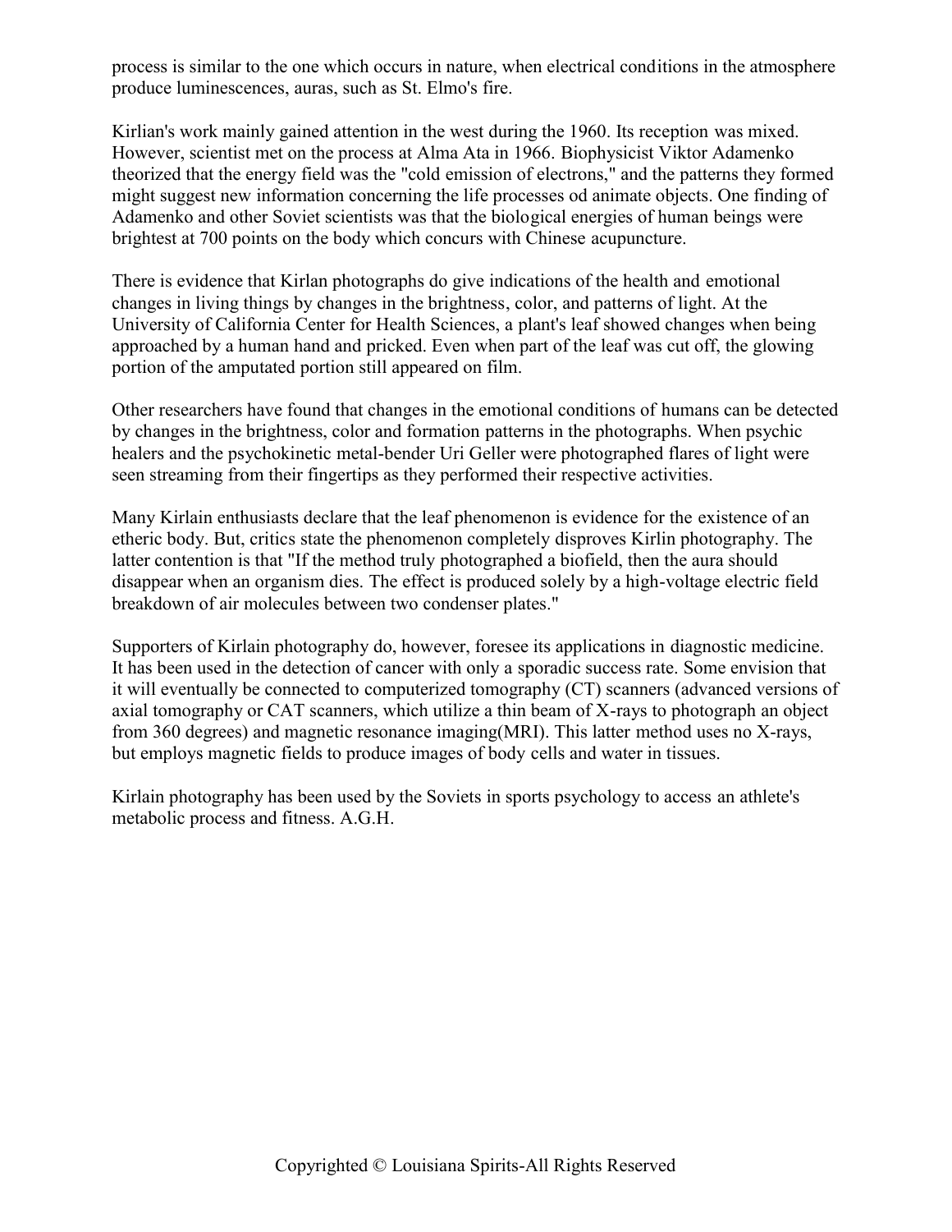process is similar to the one which occurs in nature, when electrical conditions in the atmosphere produce luminescences, auras, such as St. Elmo's fire.

Kirlian's work mainly gained attention in the west during the 1960. Its reception was mixed. However, scientist met on the process at Alma Ata in 1966. Biophysicist Viktor Adamenko theorized that the energy field was the "cold emission of electrons," and the patterns they formed might suggest new information concerning the life processes od animate objects. One finding of Adamenko and other Soviet scientists was that the biological energies of human beings were brightest at 700 points on the body which concurs with Chinese acupuncture.

There is evidence that Kirlan photographs do give indications of the health and emotional changes in living things by changes in the brightness, color, and patterns of light. At the University of California Center for Health Sciences, a plant's leaf showed changes when being approached by a human hand and pricked. Even when part of the leaf was cut off, the glowing portion of the amputated portion still appeared on film.

Other researchers have found that changes in the emotional conditions of humans can be detected by changes in the brightness, color and formation patterns in the photographs. When psychic healers and the psychokinetic metal-bender Uri Geller were photographed flares of light were seen streaming from their fingertips as they performed their respective activities.

Many Kirlain enthusiasts declare that the leaf phenomenon is evidence for the existence of an etheric body. But, critics state the phenomenon completely disproves Kirlin photography. The latter contention is that "If the method truly photographed a biofield, then the aura should disappear when an organism dies. The effect is produced solely by a high-voltage electric field breakdown of air molecules between two condenser plates."

Supporters of Kirlain photography do, however, foresee its applications in diagnostic medicine. It has been used in the detection of cancer with only a sporadic success rate. Some envision that it will eventually be connected to computerized tomography (CT) scanners (advanced versions of axial tomography or CAT scanners, which utilize a thin beam of X-rays to photograph an object from 360 degrees) and magnetic resonance imaging(MRI). This latter method uses no X-rays, but employs magnetic fields to produce images of body cells and water in tissues.

Kirlain photography has been used by the Soviets in sports psychology to access an athlete's metabolic process and fitness. A.G.H.

Copyrighted © Louisiana Spirits-All Rights Reserved